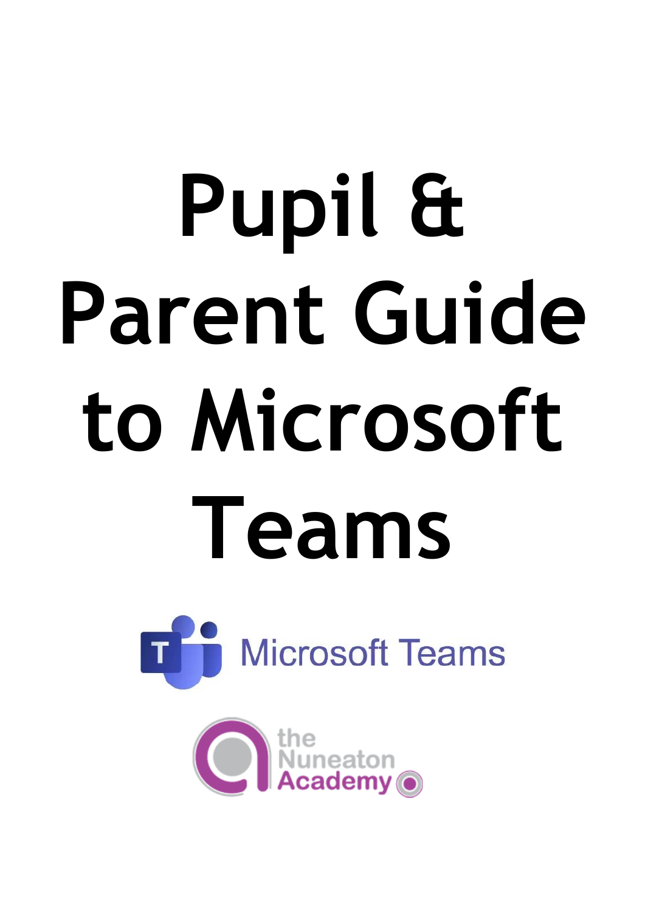# Pupil & Parent Guide to Microsoft Teams

Microsoft Teams

the Nuneaton Academy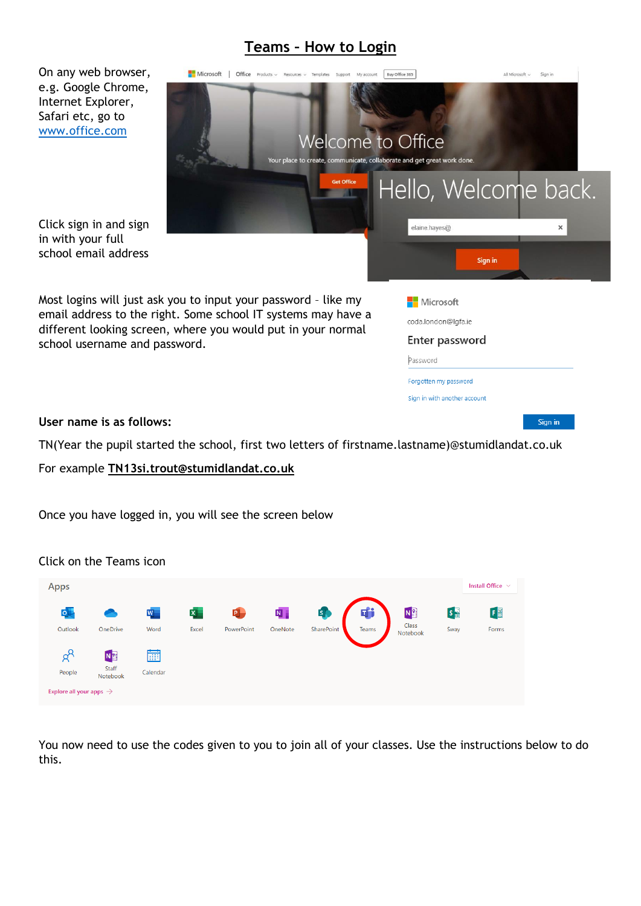# Teams – How to Login

On any web browser, e.g. Google Chrome, Internet Explorer, Safari etc, go to www.office.com

Click sign in and sign in with your full school email address

Most logins will just ask you to input your password – like my email address to the right. Some school IT systems may have a different looking screen, where you would put in your normal school username and password.

**User name is as follows:**

TN(Year the pupil started the school, first two letters of firstname.lastname)@stumidlandat.co.uk

For example **TN13si.trout@stumidlandat.co.uk**

Once you have logged in, you will see the screen below

Click on the Teams icon

You now need to use the codes given to you to join all of your classes. Use the instructions below to do this.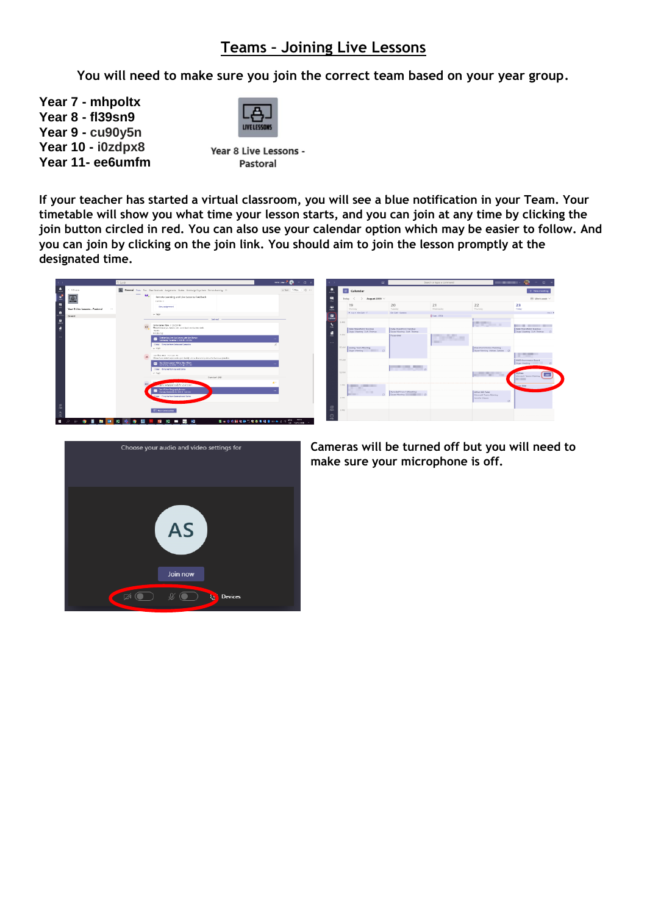# Teams – Joining Live Lessons

You will need to make sure you join the correct team based on your year group.

**Year 7 - mhpoltx**
**Year 8 - fl39sn9**
**Year 9 - cu90y5n**
**Year 10 - i0zdpx8**
**Year 11- ee6umfm**

Year 8 Live Lessons - Pastoral

If your teacher has started a virtual classroom, you will see a blue notification in your Team. Your timetable will show you what time your lesson starts, and you can join at any time by clicking the join button circled in red. You can also use your calendar option which may be easier to follow. And you can join by clicking on the join link. You should aim to join the lesson promptly at the designated time.

Cameras will be turned off but you will need to make sure your microphone is off.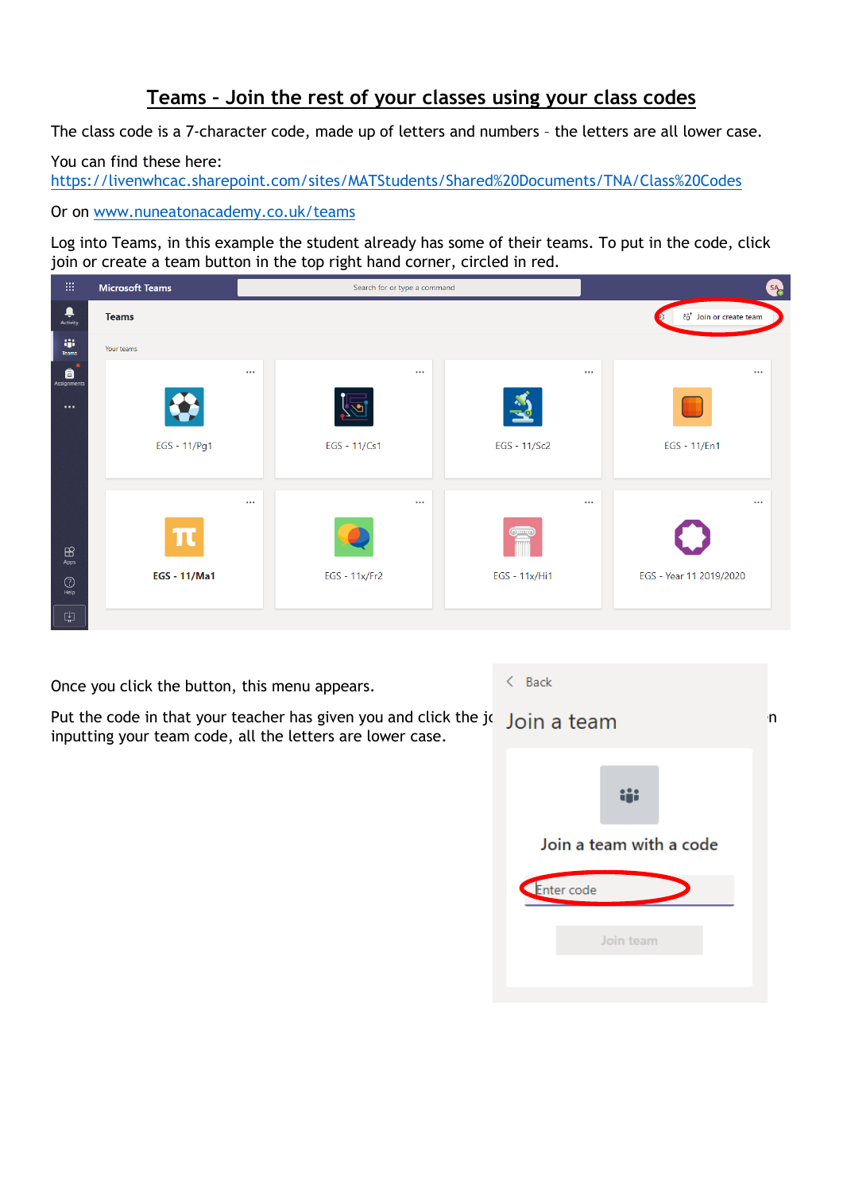# Teams - Join the rest of your classes using your class codes

The class code is a 7-character code, made up of letters and numbers – the letters are all lower case.

You can find these here:
https://livenwhcac.sharepoint.com/sites/MATStudents/Shared%20Documents/TNA/Class%20Codes

Or on www.nuneatonacademy.co.uk/teams

Log into Teams, in this example the student already has some of their teams. To put in the code, click join or create a team button in the top right hand corner, circled in red.

Once you click the button, this menu appears.

Put the code in that your teacher has given you and click the jo... n inputting your team code, all the letters are lower case.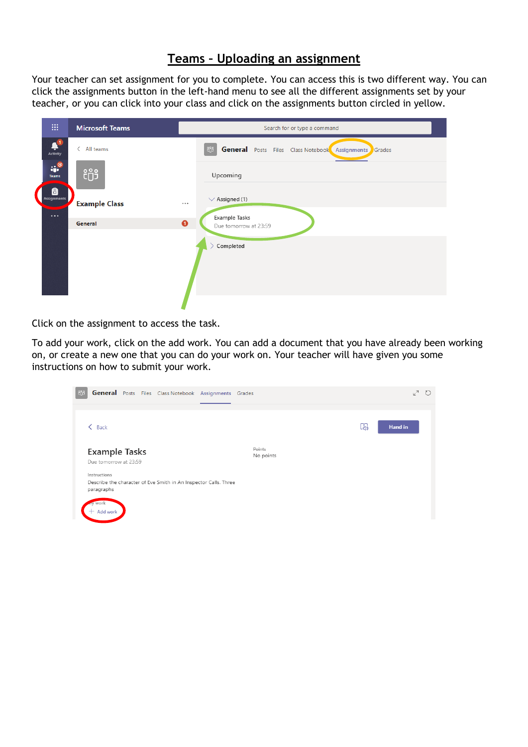# Teams – Uploading an assignment

Your teacher can set assignment for you to complete. You can access this is two different way. You can click the assignments button in the left-hand menu to see all the different assignments set by your teacher, or you can click into your class and click on the assignments button circled in yellow.

Click on the assignment to access the task.

To add your work, click on the add work. You can add a document that you have already been working on, or create a new one that you can do your work on. Your teacher will have given you some instructions on how to submit your work.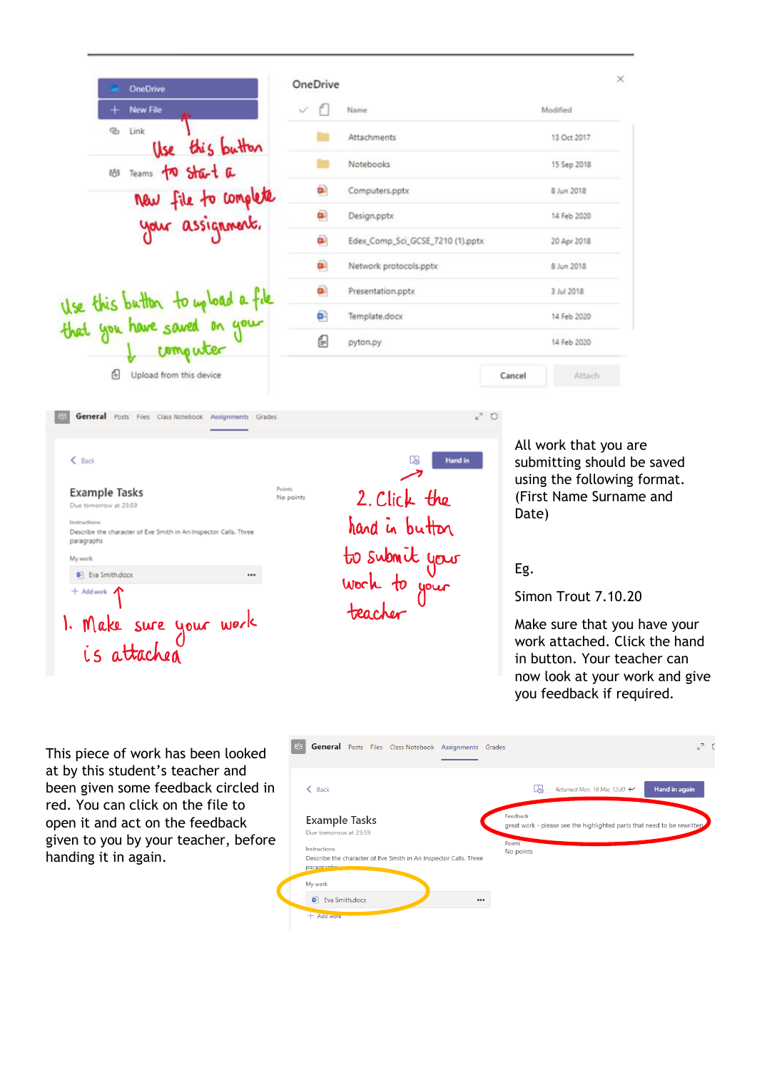OneDrive

New File

Link

Teams

Use this button to start a new file to complete your assignment.

| | Name | Modified |
| --- | --- | --- |
| | Attachments | 13 Oct 2017 |
| | Notebooks | 15 Sep 2018 |
| | Computers.pptx | 8 Jun 2018 |
| | Design.pptx | 14 Feb 2020 |
| | Edex_Comp_Sci_GCSE_7210 (1).pptx | 20 Apr 2018 |
| | Network protocols.pptx | 8 Jun 2018 |
| | Presentation.pptx | 3 Jul 2018 |
| | Template.docx | 14 Feb 2020 |
| | pyton.py | 14 Feb 2020 |

Use this button to upload a file that you have saved on your computer

Upload from this device

Cancel Attach

General Posts Files Class Notebook Assignments Grades

Back

Hand in

Example Tasks

Due tomorrow at 23:59

Points
No points

Instructions
Describe the character of Eve Smith in An Inspector Calls. Three paragraphs

My work

Eva Smith.docx

+ Add work

1. Make sure your work is attached

2. Click the hand in button to submit your work to your teacher

All work that you are submitting should be saved using the following format. (First Name Surname and Date)

Eg.

Simon Trout 7.10.20

Make sure that you have your work attached. Click the hand in button. Your teacher can now look at your work and give you feedback if required.

This piece of work has been looked at by this student's teacher and been given some feedback circled in red. You can click on the file to open it and act on the feedback given to you by your teacher, before handing it in again.

General Posts Files Class Notebook Assignments Grades

Back

Returned Mon, 16 Mar, 12:30

Hand in again

Example Tasks

Due tomorrow at 23:59

Feedback
great work - please see the highlighted parts that need to be rewritten

Points
No points

Instructions
Describe the character of Eve Smith in An Inspector Calls. Three paragraphs

My work

Eva Smith.docx

+ Add work